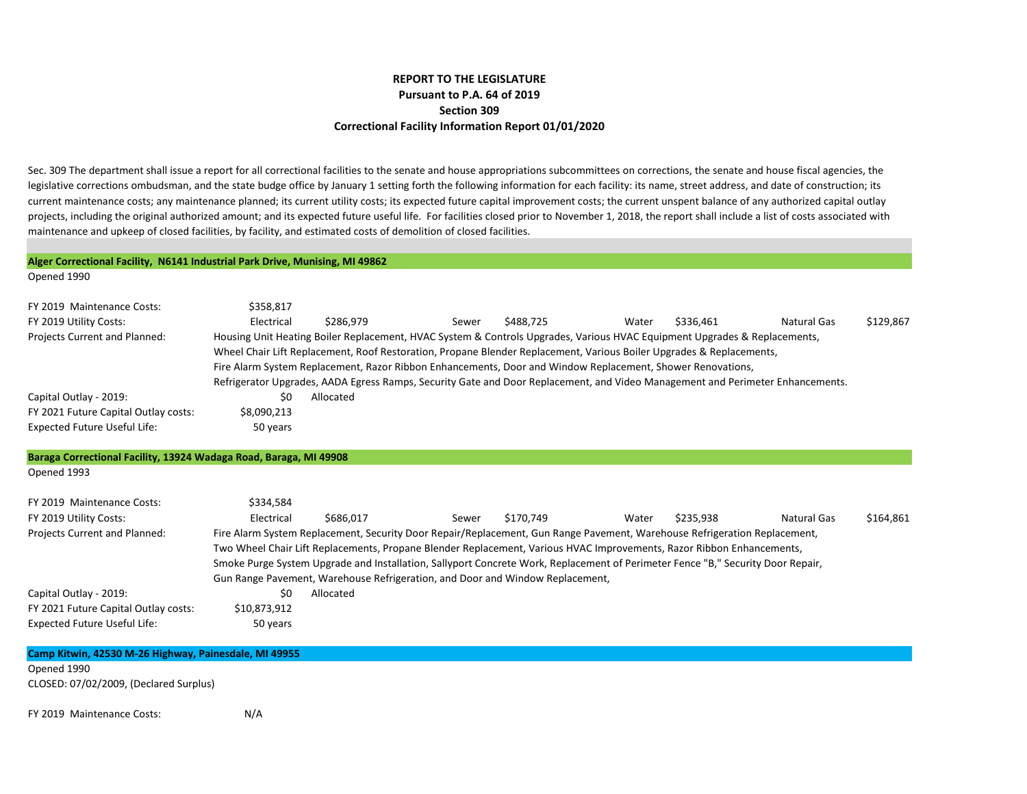**REPORT TO THE LEGISLATURE**
**Pursuant to P.A. 64 of 2019**
**Section 309**
**Correctional Facility Information Report 01/01/2020**

Sec. 309 The department shall issue a report for all correctional facilities to the senate and house appropriations subcommittees on corrections, the senate and house fiscal agencies, the legislative corrections ombudsman, and the state budge office by January 1 setting forth the following information for each facility: its name, street address, and date of construction; its current maintenance costs; any maintenance planned; its current utility costs; its expected future capital improvement costs; the current unspent balance of any authorized capital outlay projects, including the original authorized amount; and its expected future useful life. For facilities closed prior to November 1, 2018, the report shall include a list of costs associated with maintenance and upkeep of closed facilities, by facility, and estimated costs of demolition of closed facilities.

**Alger Correctional Facility, N6141 Industrial Park Drive, Munising, MI 49862**

Opened 1990

| | | | | | | | | |
|---|---|---|---|---|---|---|---|---|
| FY 2019 Maintenance Costs: | $358,817 | | | | | | | |
| FY 2019 Utility Costs: | Electrical | $286,979 | Sewer | $488,725 | Water | $336,461 | Natural Gas | $129,867 |

Projects Current and Planned: Housing Unit Heating Boiler Replacement, HVAC System & Controls Upgrades, Various HVAC Equipment Upgrades & Replacements, Wheel Chair Lift Replacement, Roof Restoration, Propane Blender Replacement, Various Boiler Upgrades & Replacements, Fire Alarm System Replacement, Razor Ribbon Enhancements, Door and Window Replacement, Shower Renovations, Refrigerator Upgrades, AADA Egress Ramps, Security Gate and Door Replacement, and Video Management and Perimeter Enhancements.

| | | |
|---|---|---|
| Capital Outlay - 2019: | $0 | Allocated |
| FY 2021 Future Capital Outlay costs: | $8,090,213 | |
| Expected Future Useful Life: | 50 years | |

**Baraga Correctional Facility, 13924 Wadaga Road, Baraga, MI 49908**

Opened 1993

| | | | | | | | | |
|---|---|---|---|---|---|---|---|---|
| FY 2019 Maintenance Costs: | $334,584 | | | | | | | |
| FY 2019 Utility Costs: | Electrical | $686,017 | Sewer | $170,749 | Water | $235,938 | Natural Gas | $164,861 |

Projects Current and Planned: Fire Alarm System Replacement, Security Door Repair/Replacement, Gun Range Pavement, Warehouse Refrigeration Replacement, Two Wheel Chair Lift Replacements, Propane Blender Replacement, Various HVAC Improvements, Razor Ribbon Enhancements, Smoke Purge System Upgrade and Installation, Sallyport Concrete Work, Replacement of Perimeter Fence "B," Security Door Repair, Gun Range Pavement, Warehouse Refrigeration, and Door and Window Replacement,

| | | |
|---|---|---|
| Capital Outlay - 2019: | $0 | Allocated |
| FY 2021 Future Capital Outlay costs: | $10,873,912 | |
| Expected Future Useful Life: | 50 years | |

**Camp Kitwin, 42530 M-26 Highway, Painesdale, MI 49955**

Opened 1990

CLOSED: 07/02/2009, (Declared Surplus)

FY 2019 Maintenance Costs: N/A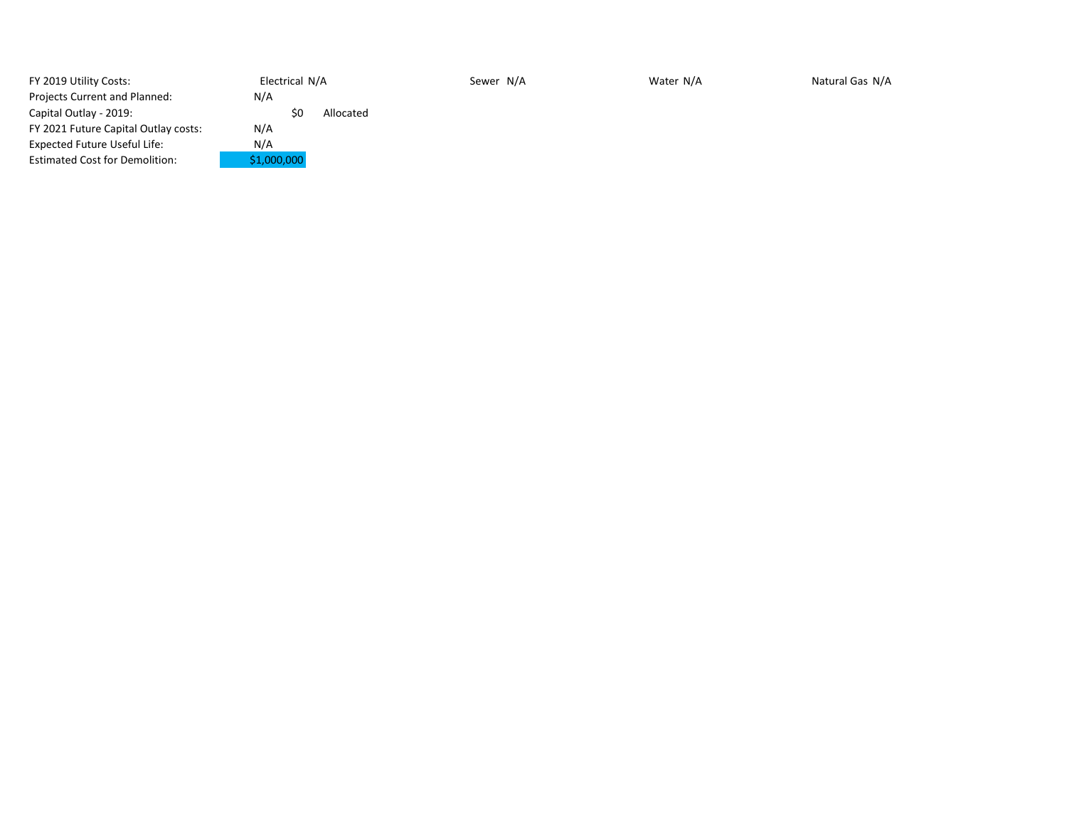| | | | | |
|---|---|---|---|---|
| FY 2019 Utility Costs: | Electrical N/A | Sewer N/A | Water N/A | Natural Gas N/A |
| Projects Current and Planned: | N/A | | | |
| Capital Outlay - 2019: | $0 Allocated | | | |
| FY 2021 Future Capital Outlay costs: | N/A | | | |
| Expected Future Useful Life: | N/A | | | |
| Estimated Cost for Demolition: | $1,000,000 | | | |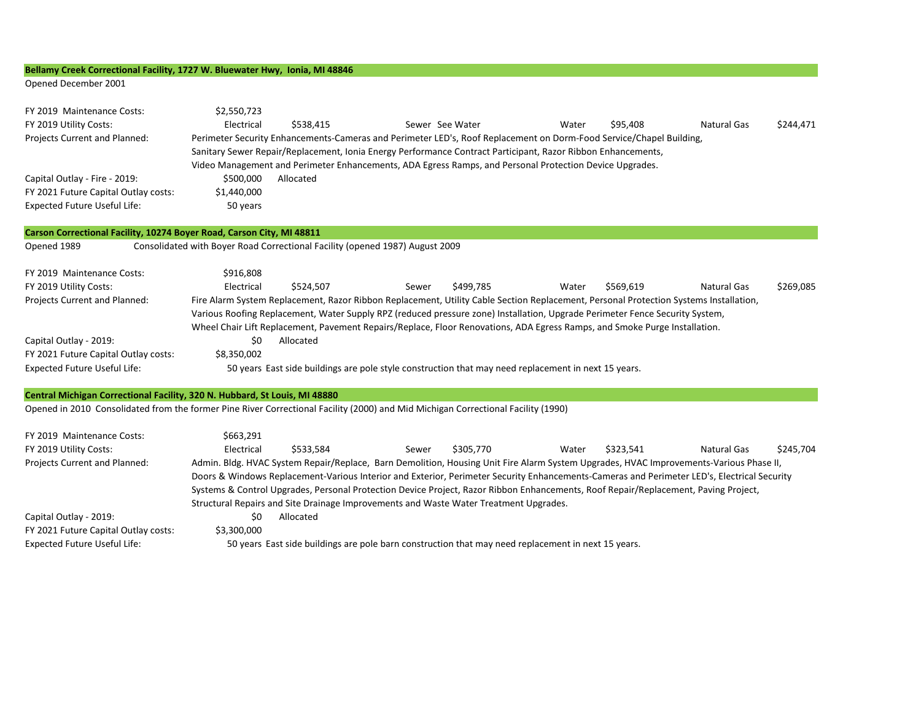## Bellamy Creek Correctional Facility, 1727 W. Bluewater Hwy, Ionia, MI 48846

Opened December 2001

| | | | | | | | | |
|---|---|---|---|---|---|---|---|---|
| FY 2019 Maintenance Costs: | $2,550,723 | | | | | | | |
| FY 2019 Utility Costs: | Electrical | $538,415 | Sewer | See Water | Water | $95,408 | Natural Gas | $244,471 |
| Projects Current and Planned: | Perimeter Security Enhancements-Cameras and Perimeter LED's, Roof Replacement on Dorm-Food Service/Chapel Building, Sanitary Sewer Repair/Replacement, Ionia Energy Performance Contract Participant, Razor Ribbon Enhancements, Video Management and Perimeter Enhancements, ADA Egress Ramps, and Personal Protection Device Upgrades. | | | | | | | |
| Capital Outlay - Fire - 2019: | $500,000 | Allocated | | | | | | |
| FY 2021 Future Capital Outlay costs: | $1,440,000 | | | | | | | |
| Expected Future Useful Life: | 50 years | | | | | | | |

## Carson Correctional Facility, 10274 Boyer Road, Carson City, MI 48811

Opened 1989 Consolidated with Boyer Road Correctional Facility (opened 1987) August 2009

| | | | | | | | | |
|---|---|---|---|---|---|---|---|---|
| FY 2019 Maintenance Costs: | $916,808 | | | | | | | |
| FY 2019 Utility Costs: | Electrical | $524,507 | Sewer | $499,785 | Water | $569,619 | Natural Gas | $269,085 |
| Projects Current and Planned: | Fire Alarm System Replacement, Razor Ribbon Replacement, Utility Cable Section Replacement, Personal Protection Systems Installation, Various Roofing Replacement, Water Supply RPZ (reduced pressure zone) Installation, Upgrade Perimeter Fence Security System, Wheel Chair Lift Replacement, Pavement Repairs/Replace, Floor Renovations, ADA Egress Ramps, and Smoke Purge Installation. | | | | | | | |
| Capital Outlay - 2019: | $0 | Allocated | | | | | | |
| FY 2021 Future Capital Outlay costs: | $8,350,002 | | | | | | | |
| Expected Future Useful Life: | 50 years East side buildings are pole style construction that may need replacement in next 15 years. | | | | | | | |

## Central Michigan Correctional Facility, 320 N. Hubbard, St Louis, MI 48880

Opened in 2010 Consolidated from the former Pine River Correctional Facility (2000) and Mid Michigan Correctional Facility (1990)

| | | | | | | | | |
|---|---|---|---|---|---|---|---|---|
| FY 2019 Maintenance Costs: | $663,291 | | | | | | | |
| FY 2019 Utility Costs: | Electrical | $533,584 | Sewer | $305,770 | Water | $323,541 | Natural Gas | $245,704 |
| Projects Current and Planned: | Admin. Bldg. HVAC System Repair/Replace, Barn Demolition, Housing Unit Fire Alarm System Upgrades, HVAC Improvements-Various Phase II, Doors & Windows Replacement-Various Interior and Exterior, Perimeter Security Enhancements-Cameras and Perimeter LED's, Electrical Security Systems & Control Upgrades, Personal Protection Device Project, Razor Ribbon Enhancements, Roof Repair/Replacement, Paving Project, Structural Repairs and Site Drainage Improvements and Waste Water Treatment Upgrades. | | | | | | | |
| Capital Outlay - 2019: | $0 | Allocated | | | | | | |
| FY 2021 Future Capital Outlay costs: | $3,300,000 | | | | | | | |
| Expected Future Useful Life: | 50 years East side buildings are pole barn construction that may need replacement in next 15 years. | | | | | | | |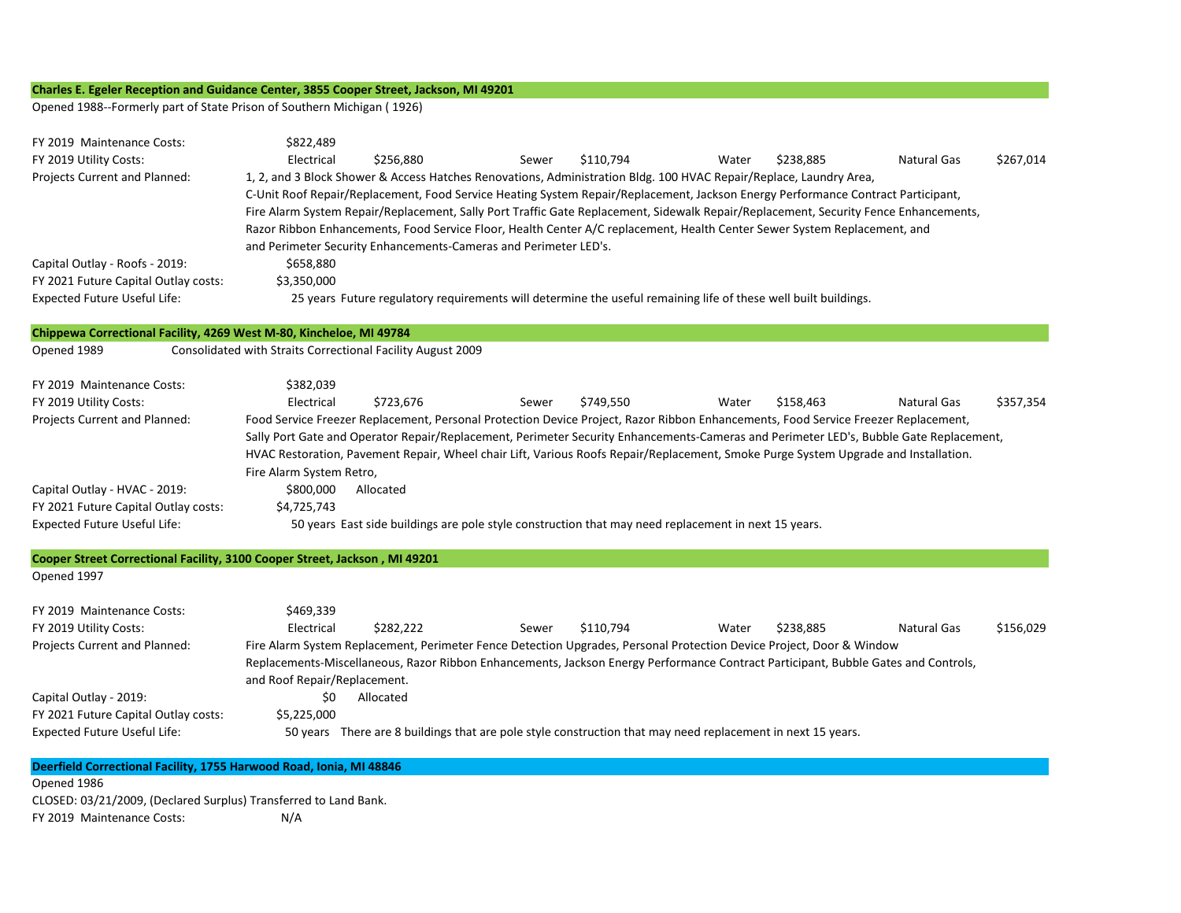### Charles E. Egeler Reception and Guidance Center, 3855 Cooper Street, Jackson, MI 49201

Opened 1988--Formerly part of State Prison of Southern Michigan ( 1926)

FY 2019 Maintenance Costs: $822,489

FY 2019 Utility Costs: Electrical $256,880 Sewer $110,794 Water $238,885 Natural Gas $267,014

Projects Current and Planned: 1, 2, and 3 Block Shower & Access Hatches Renovations, Administration Bldg. 100 HVAC Repair/Replace, Laundry Area, C-Unit Roof Repair/Replacement, Food Service Heating System Repair/Replacement, Jackson Energy Performance Contract Participant, Fire Alarm System Repair/Replacement, Sally Port Traffic Gate Replacement, Sidewalk Repair/Replacement, Security Fence Enhancements, Razor Ribbon Enhancements, Food Service Floor, Health Center A/C replacement, Health Center Sewer System Replacement, and and Perimeter Security Enhancements-Cameras and Perimeter LED's.

Capital Outlay - Roofs - 2019: $658,880

FY 2021 Future Capital Outlay costs: $3,350,000

Expected Future Useful Life: 25 years Future regulatory requirements will determine the useful remaining life of these well built buildings.

### Chippewa Correctional Facility, 4269 West M-80, Kincheloe, MI 49784

Opened 1989 Consolidated with Straits Correctional Facility August 2009

FY 2019 Maintenance Costs: $382,039

FY 2019 Utility Costs: Electrical $723,676 Sewer $749,550 Water $158,463 Natural Gas $357,354

Projects Current and Planned: Food Service Freezer Replacement, Personal Protection Device Project, Razor Ribbon Enhancements, Food Service Freezer Replacement, Sally Port Gate and Operator Repair/Replacement, Perimeter Security Enhancements-Cameras and Perimeter LED's, Bubble Gate Replacement, HVAC Restoration, Pavement Repair, Wheel chair Lift, Various Roofs Repair/Replacement, Smoke Purge System Upgrade and Installation. Fire Alarm System Retro,

Capital Outlay - HVAC - 2019: $800,000 Allocated

FY 2021 Future Capital Outlay costs: $4,725,743

Expected Future Useful Life: 50 years East side buildings are pole style construction that may need replacement in next 15 years.

### Cooper Street Correctional Facility, 3100 Cooper Street, Jackson , MI 49201

Opened 1997

FY 2019 Maintenance Costs: $469,339

FY 2019 Utility Costs: Electrical $282,222 Sewer $110,794 Water $238,885 Natural Gas $156,029

Projects Current and Planned: Fire Alarm System Replacement, Perimeter Fence Detection Upgrades, Personal Protection Device Project, Door & Window Replacements-Miscellaneous, Razor Ribbon Enhancements, Jackson Energy Performance Contract Participant, Bubble Gates and Controls, and Roof Repair/Replacement.

Capital Outlay - 2019: $0 Allocated

FY 2021 Future Capital Outlay costs: $5,225,000

Expected Future Useful Life: 50 years There are 8 buildings that are pole style construction that may need replacement in next 15 years.

### Deerfield Correctional Facility, 1755 Harwood Road, Ionia, MI 48846

Opened 1986

CLOSED: 03/21/2009, (Declared Surplus) Transferred to Land Bank.

FY 2019 Maintenance Costs: N/A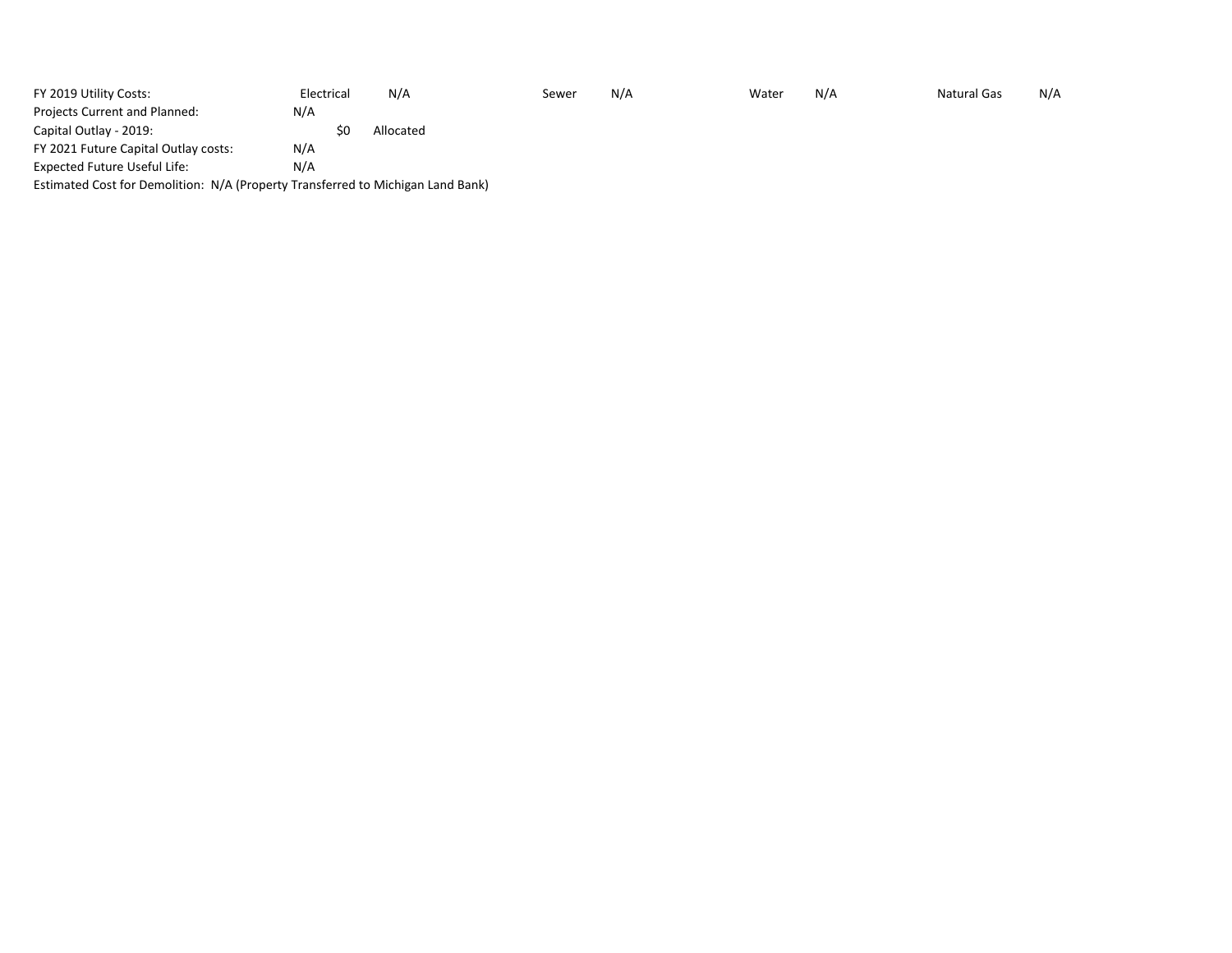FY 2019 Utility Costs: Electrical N/A Sewer N/A Water N/A Natural Gas N/A

Projects Current and Planned: N/A

Capital Outlay - 2019: $0 Allocated

FY 2021 Future Capital Outlay costs: N/A

Expected Future Useful Life: N/A

Estimated Cost for Demolition: N/A (Property Transferred to Michigan Land Bank)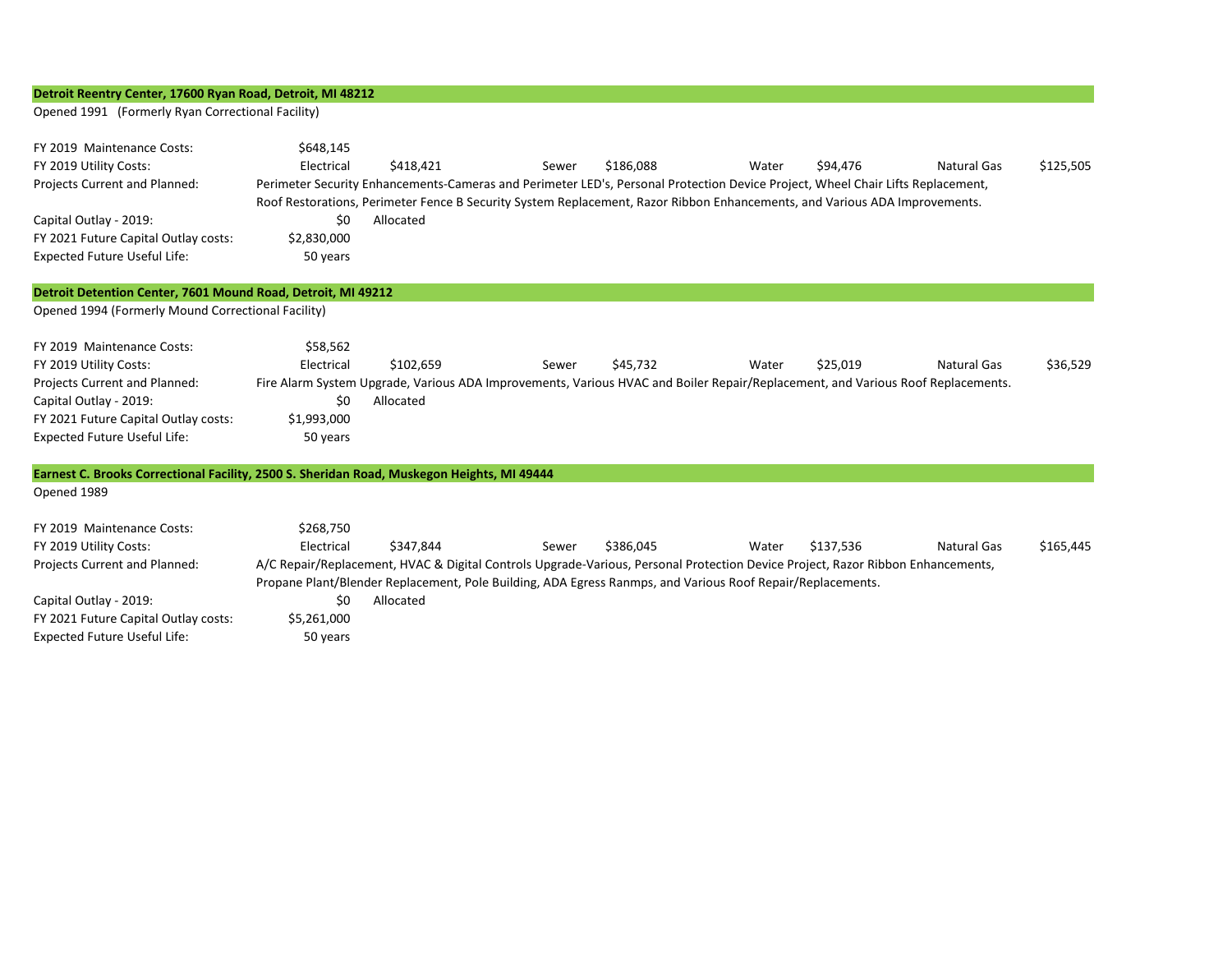**Detroit Reentry Center, 17600 Ryan Road, Detroit, MI 48212**

Opened 1991 (Formerly Ryan Correctional Facility)

| | | | | | | | | |
|---|---|---|---|---|---|---|---|---|
| FY 2019 Maintenance Costs: | $648,145 | | | | | | | |
| FY 2019 Utility Costs: | Electrical | $418,421 | Sewer | $186,088 | Water | $94,476 | Natural Gas | $125,505 |
| Projects Current and Planned: | Perimeter Security Enhancements-Cameras and Perimeter LED's, Personal Protection Device Project, Wheel Chair Lifts Replacement, Roof Restorations, Perimeter Fence B Security System Replacement, Razor Ribbon Enhancements, and Various ADA Improvements. | | | | | | | |
| Capital Outlay - 2019: | $0 | Allocated | | | | | | |
| FY 2021 Future Capital Outlay costs: | $2,830,000 | | | | | | | |
| Expected Future Useful Life: | 50 years | | | | | | | |

**Detroit Detention Center, 7601 Mound Road, Detroit, MI 49212**

Opened 1994 (Formerly Mound Correctional Facility)

| | | | | | | | | |
|---|---|---|---|---|---|---|---|---|
| FY 2019 Maintenance Costs: | $58,562 | | | | | | | |
| FY 2019 Utility Costs: | Electrical | $102,659 | Sewer | $45,732 | Water | $25,019 | Natural Gas | $36,529 |
| Projects Current and Planned: | Fire Alarm System Upgrade, Various ADA Improvements, Various HVAC and Boiler Repair/Replacement, and Various Roof Replacements. | | | | | | | |
| Capital Outlay - 2019: | $0 | Allocated | | | | | | |
| FY 2021 Future Capital Outlay costs: | $1,993,000 | | | | | | | |
| Expected Future Useful Life: | 50 years | | | | | | | |

**Earnest C. Brooks Correctional Facility, 2500 S. Sheridan Road, Muskegon Heights, MI 49444**

Opened 1989

| | | | | | | | | |
|---|---|---|---|---|---|---|---|---|
| FY 2019 Maintenance Costs: | $268,750 | | | | | | | |
| FY 2019 Utility Costs: | Electrical | $347,844 | Sewer | $386,045 | Water | $137,536 | Natural Gas | $165,445 |
| Projects Current and Planned: | A/C Repair/Replacement, HVAC & Digital Controls Upgrade-Various, Personal Protection Device Project, Razor Ribbon Enhancements, Propane Plant/Blender Replacement, Pole Building, ADA Egress Ranmps, and Various Roof Repair/Replacements. | | | | | | | |
| Capital Outlay - 2019: | $0 | Allocated | | | | | | |
| FY 2021 Future Capital Outlay costs: | $5,261,000 | | | | | | | |
| Expected Future Useful Life: | 50 years | | | | | | | |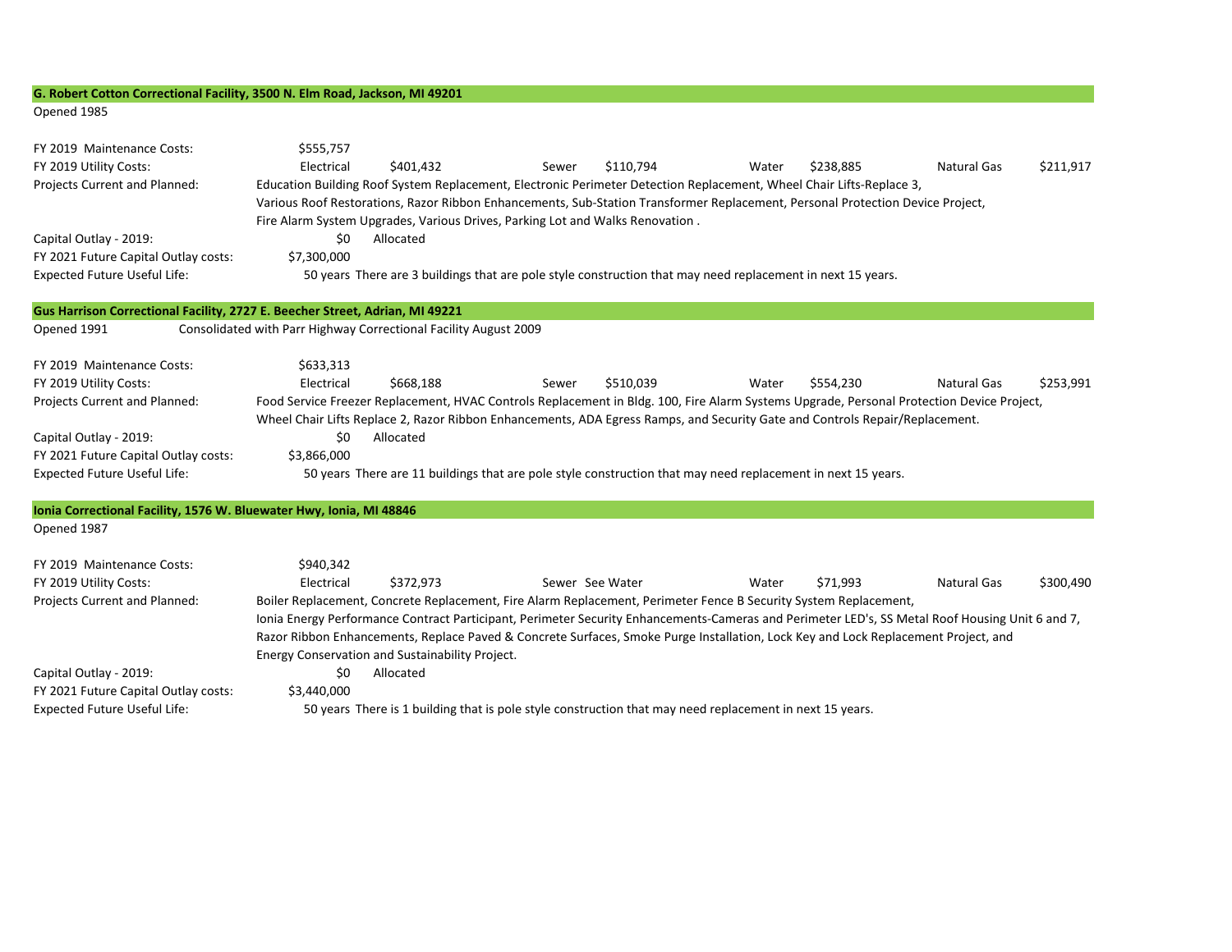### G. Robert Cotton Correctional Facility, 3500 N. Elm Road, Jackson, MI 49201

Opened 1985

| | | | | | | | | |
|---|---|---|---|---|---|---|---|---|
| FY 2019 Maintenance Costs: | $555,757 | | | | | | | |
| FY 2019 Utility Costs: | Electrical | $401,432 | Sewer | $110,794 | Water | $238,885 | Natural Gas | $211,917 |

Projects Current and Planned: Education Building Roof System Replacement, Electronic Perimeter Detection Replacement, Wheel Chair Lifts-Replace 3, Various Roof Restorations, Razor Ribbon Enhancements, Sub-Station Transformer Replacement, Personal Protection Device Project, Fire Alarm System Upgrades, Various Drives, Parking Lot and Walks Renovation .

Capital Outlay - 2019: $0 Allocated

FY 2021 Future Capital Outlay costs: $7,300,000

Expected Future Useful Life: 50 years There are 3 buildings that are pole style construction that may need replacement in next 15 years.

### Gus Harrison Correctional Facility, 2727 E. Beecher Street, Adrian, MI 49221

Opened 1991 Consolidated with Parr Highway Correctional Facility August 2009

| | | | | | | | | |
|---|---|---|---|---|---|---|---|---|
| FY 2019 Maintenance Costs: | $633,313 | | | | | | | |
| FY 2019 Utility Costs: | Electrical | $668,188 | Sewer | $510,039 | Water | $554,230 | Natural Gas | $253,991 |

Projects Current and Planned: Food Service Freezer Replacement, HVAC Controls Replacement in Bldg. 100, Fire Alarm Systems Upgrade, Personal Protection Device Project, Wheel Chair Lifts Replace 2, Razor Ribbon Enhancements, ADA Egress Ramps, and Security Gate and Controls Repair/Replacement.

Capital Outlay - 2019: $0 Allocated

FY 2021 Future Capital Outlay costs: $3,866,000

Expected Future Useful Life: 50 years There are 11 buildings that are pole style construction that may need replacement in next 15 years.

### Ionia Correctional Facility, 1576 W. Bluewater Hwy, Ionia, MI 48846

Opened 1987

| | | | | | | | | |
|---|---|---|---|---|---|---|---|---|
| FY 2019 Maintenance Costs: | $940,342 | | | | | | | |
| FY 2019 Utility Costs: | Electrical | $372,973 | Sewer | See Water | Water | $71,993 | Natural Gas | $300,490 |

Projects Current and Planned: Boiler Replacement, Concrete Replacement, Fire Alarm Replacement, Perimeter Fence B Security System Replacement, Ionia Energy Performance Contract Participant, Perimeter Security Enhancements-Cameras and Perimeter LED's, SS Metal Roof Housing Unit 6 and 7, Razor Ribbon Enhancements, Replace Paved & Concrete Surfaces, Smoke Purge Installation, Lock Key and Lock Replacement Project, and Energy Conservation and Sustainability Project.

Capital Outlay - 2019: $0 Allocated

FY 2021 Future Capital Outlay costs: $3,440,000

Expected Future Useful Life: 50 years There is 1 building that is pole style construction that may need replacement in next 15 years.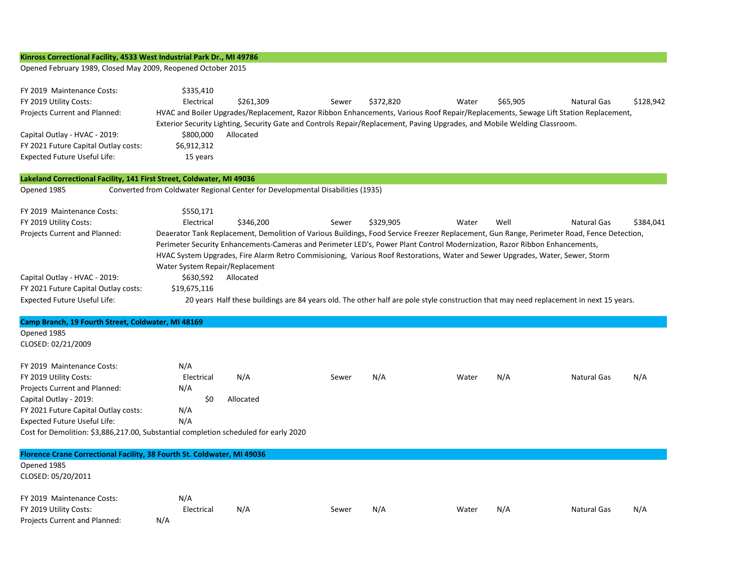## Kinross Correctional Facility, 4533 West Industrial Park Dr., MI 49786

Opened February 1989, Closed May 2009, Reopened October 2015

| | | | | | | | | |
|---|---|---|---|---|---|---|---|---|
| FY 2019 Maintenance Costs: | $335,410 | | | | | | | |
| FY 2019 Utility Costs: | Electrical | $261,309 | Sewer | $372,820 | Water | $65,905 | Natural Gas | $128,942 |

Projects Current and Planned: HVAC and Boiler Upgrades/Replacement, Razor Ribbon Enhancements, Various Roof Repair/Replacements, Sewage Lift Station Replacement, Exterior Security Lighting, Security Gate and Controls Repair/Replacement, Paving Upgrades, and Mobile Welding Classroom.

Capital Outlay - HVAC - 2019: $800,000 Allocated

FY 2021 Future Capital Outlay costs: $6,912,312

Expected Future Useful Life: 15 years

## Lakeland Correctional Facility, 141 First Street, Coldwater, MI 49036

Opened 1985 — Converted from Coldwater Regional Center for Developmental Disabilities (1935)

| | | | | | | | | |
|---|---|---|---|---|---|---|---|---|
| FY 2019 Maintenance Costs: | $550,171 | | | | | | | |
| FY 2019 Utility Costs: | Electrical | $346,200 | Sewer | $329,905 | Water | Well | Natural Gas | $384,041 |

Projects Current and Planned: Deaerator Tank Replacement, Demolition of Various Buildings, Food Service Freezer Replacement, Gun Range, Perimeter Road, Fence Detection, Perimeter Security Enhancements-Cameras and Perimeter LED's, Power Plant Control Modernization, Razor Ribbon Enhancements, HVAC System Upgrades, Fire Alarm Retro Commisioning, Various Roof Restorations, Water and Sewer Upgrades, Water, Sewer, Storm Water System Repair/Replacement

Capital Outlay - HVAC - 2019: $630,592 Allocated

FY 2021 Future Capital Outlay costs: $19,675,116

Expected Future Useful Life: 20 years Half these buildings are 84 years old. The other half are pole style construction that may need replacement in next 15 years.

## Camp Branch, 19 Fourth Street, Coldwater, MI 48169

Opened 1985

CLOSED: 02/21/2009

| | | | | | | | | |
|---|---|---|---|---|---|---|---|---|
| FY 2019 Maintenance Costs: | N/A | | | | | | | |
| FY 2019 Utility Costs: | Electrical | N/A | Sewer | N/A | Water | N/A | Natural Gas | N/A |

Projects Current and Planned: N/A

Capital Outlay - 2019: $0 Allocated

FY 2021 Future Capital Outlay costs: N/A

Expected Future Useful Life: N/A

Cost for Demolition: $3,886,217.00, Substantial completion scheduled for early 2020

## Florence Crane Correctional Facility, 38 Fourth St. Coldwater, MI 49036

Opened 1985

CLOSED: 05/20/2011

| | | | | | | | | |
|---|---|---|---|---|---|---|---|---|
| FY 2019 Maintenance Costs: | N/A | | | | | | | |
| FY 2019 Utility Costs: | Electrical | N/A | Sewer | N/A | Water | N/A | Natural Gas | N/A |

Projects Current and Planned: N/A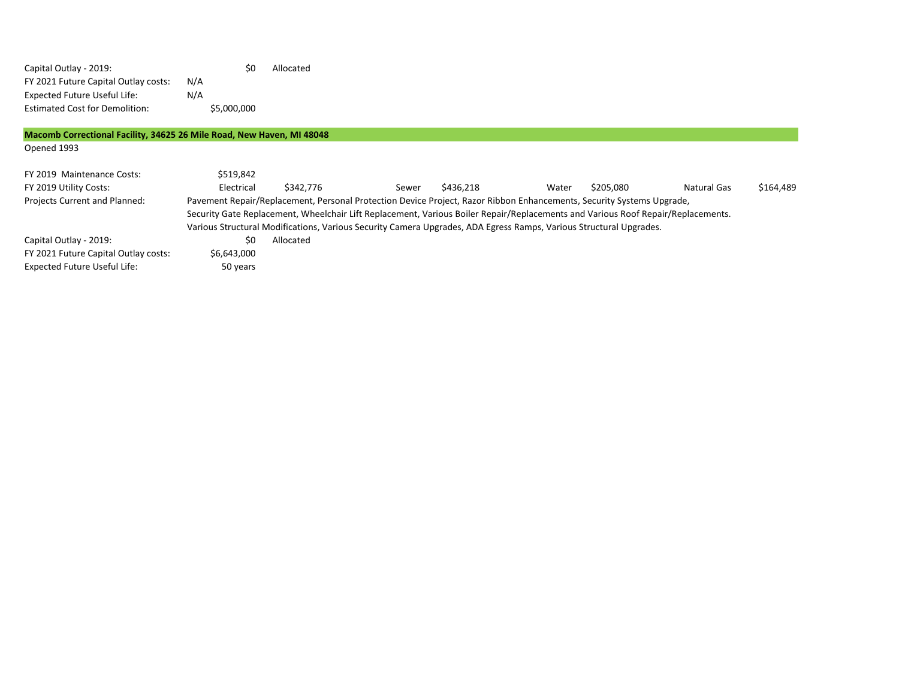Capital Outlay - 2019: $0 Allocated
FY 2021 Future Capital Outlay costs: N/A
Expected Future Useful Life: N/A
Estimated Cost for Demolition: $5,000,000

## Macomb Correctional Facility, 34625 26 Mile Road, New Haven, MI 48048

Opened 1993

| | | | | | | | | |
|---|---|---|---|---|---|---|---|---|
| FY 2019 Maintenance Costs: | $519,842 | | | | | | | |
| FY 2019 Utility Costs: | Electrical | $342,776 | Sewer | $436,218 | Water | $205,080 | Natural Gas | $164,489 |

Projects Current and Planned: Pavement Repair/Replacement, Personal Protection Device Project, Razor Ribbon Enhancements, Security Systems Upgrade, Security Gate Replacement, Wheelchair Lift Replacement, Various Boiler Repair/Replacements and Various Roof Repair/Replacements. Various Structural Modifications, Various Security Camera Upgrades, ADA Egress Ramps, Various Structural Upgrades.

Capital Outlay - 2019: $0 Allocated
FY 2021 Future Capital Outlay costs: $6,643,000
Expected Future Useful Life: 50 years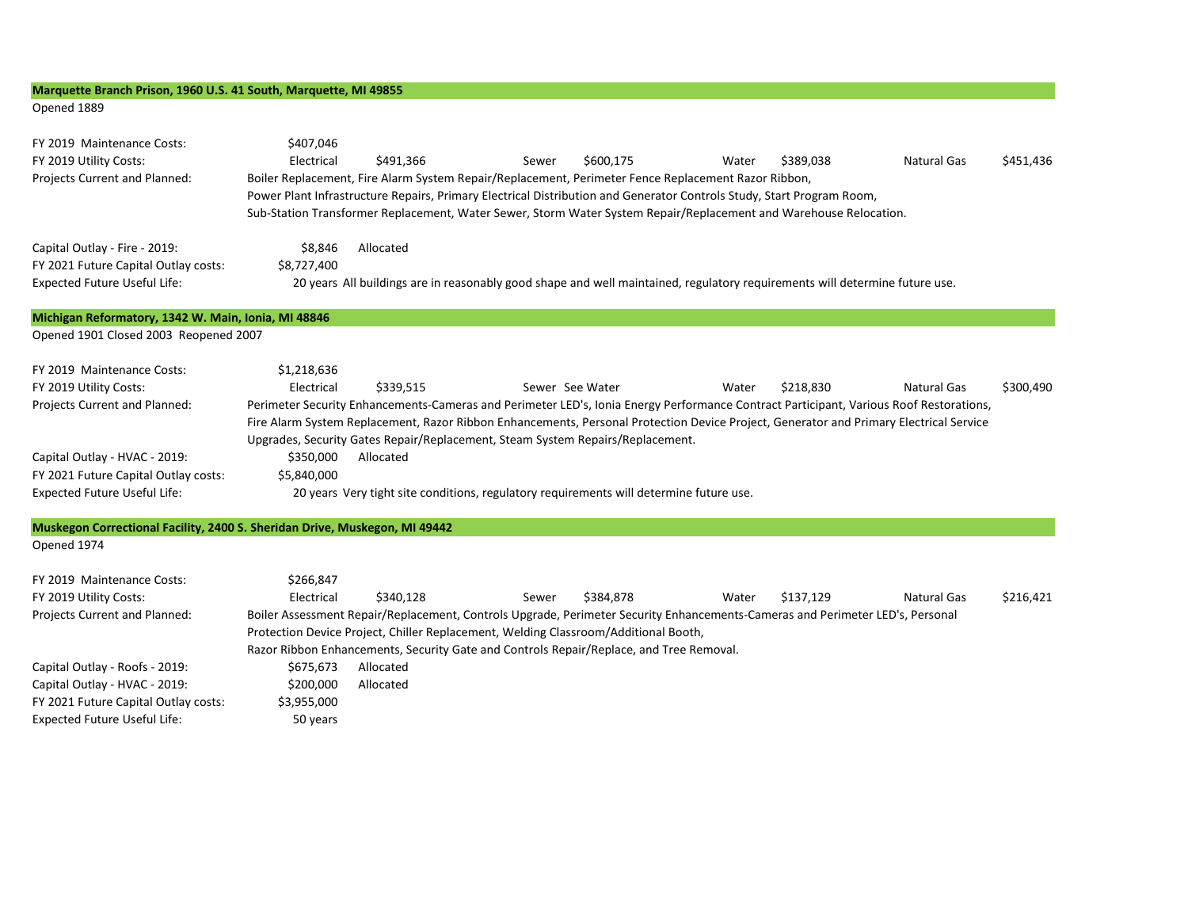## Marquette Branch Prison, 1960 U.S. 41 South, Marquette, MI 49855

Opened 1889

| | | | | | | | | |
|---|---|---|---|---|---|---|---|---|
| FY 2019 Maintenance Costs: | $407,046 | | | | | | | |
| FY 2019 Utility Costs: | Electrical | $491,366 | Sewer | $600,175 | Water | $389,038 | Natural Gas | $451,436 |

Projects Current and Planned: Boiler Replacement, Fire Alarm System Repair/Replacement, Perimeter Fence Replacement Razor Ribbon, Power Plant Infrastructure Repairs, Primary Electrical Distribution and Generator Controls Study, Start Program Room, Sub-Station Transformer Replacement, Water Sewer, Storm Water System Repair/Replacement and Warehouse Relocation.

| | | |
|---|---|---|
| Capital Outlay - Fire - 2019: | $8,846 | Allocated |
| FY 2021 Future Capital Outlay costs: | $8,727,400 | |
| Expected Future Useful Life: | 20 years | All buildings are in reasonably good shape and well maintained, regulatory requirements will determine future use. |

## Michigan Reformatory, 1342 W. Main, Ionia, MI 48846

Opened 1901 Closed 2003 Reopened 2007

| | | | | | | | | |
|---|---|---|---|---|---|---|---|---|
| FY 2019 Maintenance Costs: | $1,218,636 | | | | | | | |
| FY 2019 Utility Costs: | Electrical | $339,515 | Sewer | See Water | Water | $218,830 | Natural Gas | $300,490 |

Projects Current and Planned: Perimeter Security Enhancements-Cameras and Perimeter LED's, Ionia Energy Performance Contract Participant, Various Roof Restorations, Fire Alarm System Replacement, Razor Ribbon Enhancements, Personal Protection Device Project, Generator and Primary Electrical Service Upgrades, Security Gates Repair/Replacement, Steam System Repairs/Replacement.

| | | |
|---|---|---|
| Capital Outlay - HVAC - 2019: | $350,000 | Allocated |
| FY 2021 Future Capital Outlay costs: | $5,840,000 | |
| Expected Future Useful Life: | 20 years | Very tight site conditions, regulatory requirements will determine future use. |

## Muskegon Correctional Facility, 2400 S. Sheridan Drive, Muskegon, MI 49442

Opened 1974

| | | | | | | | | |
|---|---|---|---|---|---|---|---|---|
| FY 2019 Maintenance Costs: | $266,847 | | | | | | | |
| FY 2019 Utility Costs: | Electrical | $340,128 | Sewer | $384,878 | Water | $137,129 | Natural Gas | $216,421 |

Projects Current and Planned: Boiler Assessment Repair/Replacement, Controls Upgrade, Perimeter Security Enhancements-Cameras and Perimeter LED's, Personal Protection Device Project, Chiller Replacement, Welding Classroom/Additional Booth, Razor Ribbon Enhancements, Security Gate and Controls Repair/Replace, and Tree Removal.

| | | |
|---|---|---|
| Capital Outlay - Roofs - 2019: | $675,673 | Allocated |
| Capital Outlay - HVAC - 2019: | $200,000 | Allocated |
| FY 2021 Future Capital Outlay costs: | $3,955,000 | |
| Expected Future Useful Life: | 50 years | |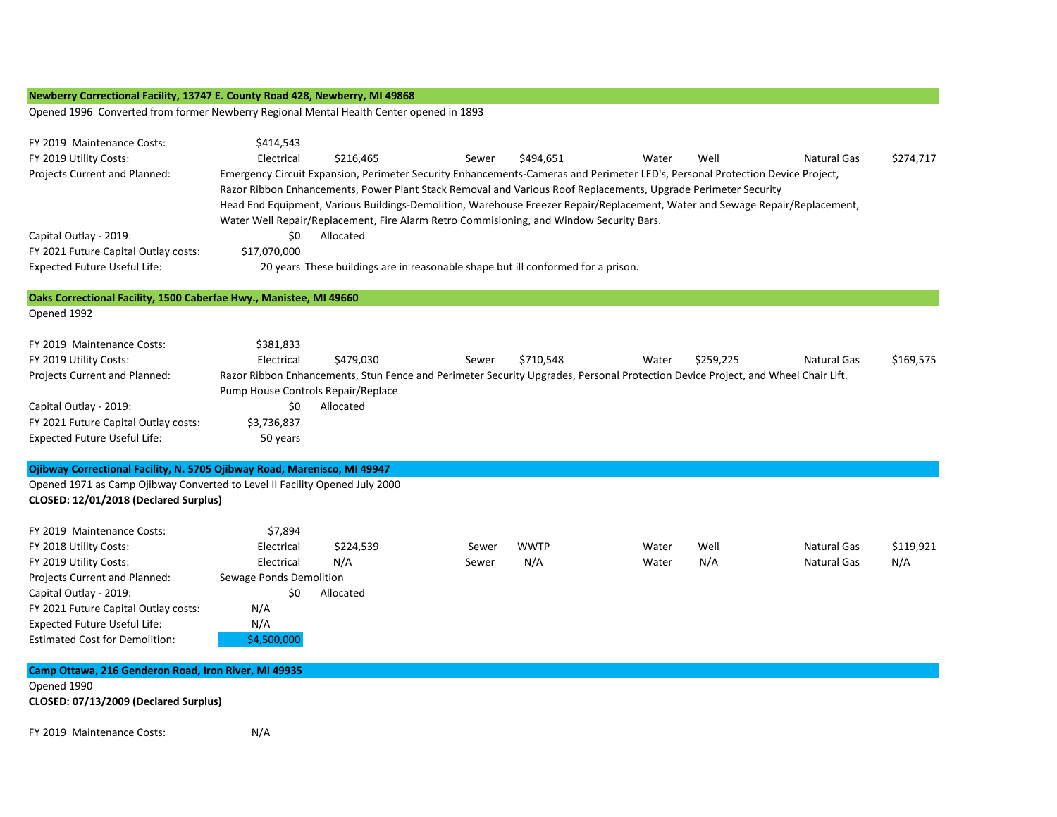## Newberry Correctional Facility, 13747 E. County Road 428, Newberry, MI 49868

Opened 1996 Converted from former Newberry Regional Mental Health Center opened in 1893

| | | | | | | | | |
|---|---|---|---|---|---|---|---|---|
| FY 2019 Maintenance Costs: | $414,543 | | | | | | | |
| FY 2019 Utility Costs: | Electrical | $216,465 | Sewer | $494,651 | Water | Well | Natural Gas | $274,717 |

Projects Current and Planned: Emergency Circuit Expansion, Perimeter Security Enhancements-Cameras and Perimeter LED's, Personal Protection Device Project, Razor Ribbon Enhancements, Power Plant Stack Removal and Various Roof Replacements, Upgrade Perimeter Security Head End Equipment, Various Buildings-Demolition, Warehouse Freezer Repair/Replacement, Water and Sewage Repair/Replacement, Water Well Repair/Replacement, Fire Alarm Retro Commisioning, and Window Security Bars.

Capital Outlay - 2019: $0 Allocated

FY 2021 Future Capital Outlay costs: $17,070,000

Expected Future Useful Life: 20 years These buildings are in reasonable shape but ill conformed for a prison.

## Oaks Correctional Facility, 1500 Caberfae Hwy., Manistee, MI 49660

Opened 1992

| | | | | | | | | |
|---|---|---|---|---|---|---|---|---|
| FY 2019 Maintenance Costs: | $381,833 | | | | | | | |
| FY 2019 Utility Costs: | Electrical | $479,030 | Sewer | $710,548 | Water | $259,225 | Natural Gas | $169,575 |

Projects Current and Planned: Razor Ribbon Enhancements, Stun Fence and Perimeter Security Upgrades, Personal Protection Device Project, and Wheel Chair Lift. Pump House Controls Repair/Replace

Capital Outlay - 2019: $0 Allocated

FY 2021 Future Capital Outlay costs: $3,736,837

Expected Future Useful Life: 50 years

## Ojibway Correctional Facility, N. 5705 Ojibway Road, Marenisco, MI 49947

Opened 1971 as Camp Ojibway Converted to Level II Facility Opened July 2000

**CLOSED: 12/01/2018 (Declared Surplus)**

| | | | | | | | | |
|---|---|---|---|---|---|---|---|---|
| FY 2019 Maintenance Costs: | $7,894 | | | | | | | |
| FY 2018 Utility Costs: | Electrical | $224,539 | Sewer | WWTP | Water | Well | Natural Gas | $119,921 |
| FY 2019 Utility Costs: | Electrical | N/A | Sewer | N/A | Water | N/A | Natural Gas | N/A |

Projects Current and Planned: Sewage Ponds Demolition

Capital Outlay - 2019: $0 Allocated

FY 2021 Future Capital Outlay costs: N/A

Expected Future Useful Life: N/A

Estimated Cost for Demolition: $4,500,000

## Camp Ottawa, 216 Genderon Road, Iron River, MI 49935

Opened 1990

**CLOSED: 07/13/2009 (Declared Surplus)**

FY 2019 Maintenance Costs: N/A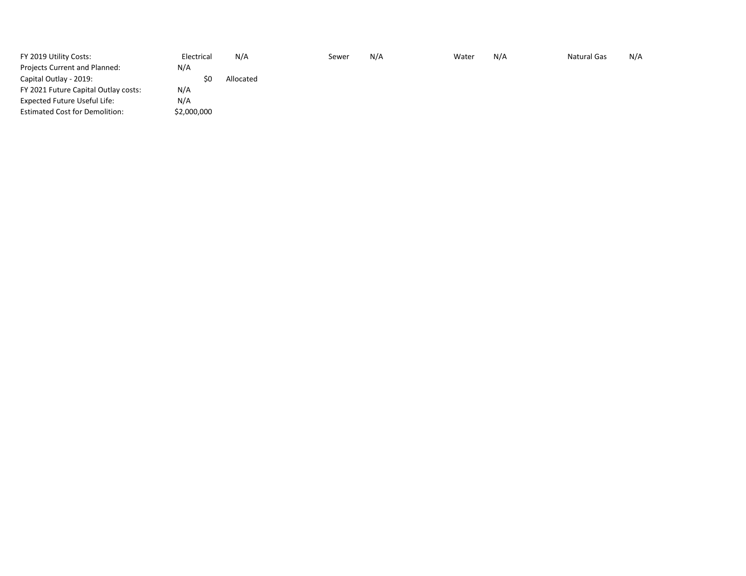| | | | | | | | | |
|---|---|---|---|---|---|---|---|---|
| FY 2019 Utility Costs: | Electrical | N/A | Sewer | N/A | Water | N/A | Natural Gas | N/A |
| Projects Current and Planned: | N/A | | | | | | | |
| Capital Outlay - 2019: | $0 | Allocated | | | | | | |
| FY 2021 Future Capital Outlay costs: | N/A | | | | | | | |
| Expected Future Useful Life: | N/A | | | | | | | |
| Estimated Cost for Demolition: | $2,000,000 | | | | | | | |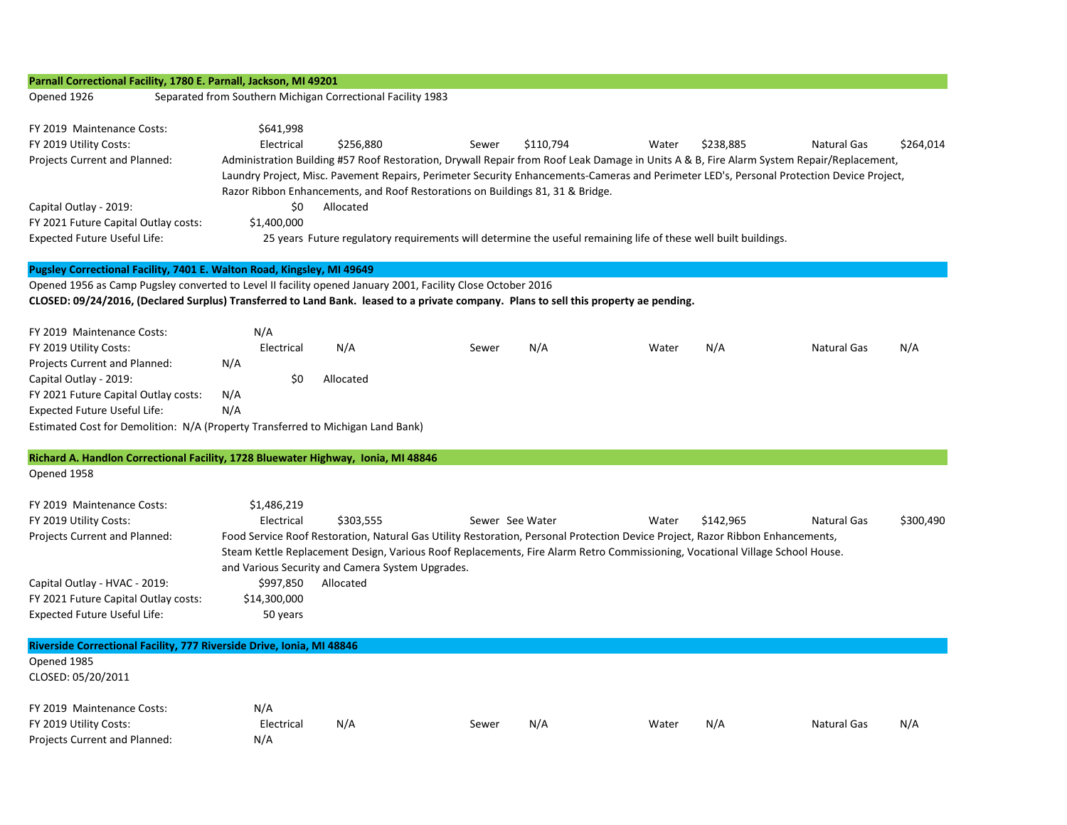## Parnall Correctional Facility, 1780 E. Parnall, Jackson, MI 49201

Opened 1926 — Separated from Southern Michigan Correctional Facility 1983

FY 2019 Maintenance Costs: $641,998

| FY 2019 Utility Costs: | Electrical | $256,880 | Sewer | $110,794 | Water | $238,885 | Natural Gas | $264,014 |
|---|---|---|---|---|---|---|---|---|

Projects Current and Planned: Administration Building #57 Roof Restoration, Drywall Repair from Roof Leak Damage in Units A & B, Fire Alarm System Repair/Replacement, Laundry Project, Misc. Pavement Repairs, Perimeter Security Enhancements-Cameras and Perimeter LED's, Personal Protection Device Project, Razor Ribbon Enhancements, and Roof Restorations on Buildings 81, 31 & Bridge.

Capital Outlay - 2019: $0 Allocated

FY 2021 Future Capital Outlay costs: $1,400,000

Expected Future Useful Life: 25 years Future regulatory requirements will determine the useful remaining life of these well built buildings.

## Pugsley Correctional Facility, 7401 E. Walton Road, Kingsley, MI 49649

Opened 1956 as Camp Pugsley converted to Level II facility opened January 2001, Facility Close October 2016

**CLOSED: 09/24/2016, (Declared Surplus) Transferred to Land Bank. leased to a private company. Plans to sell this property ae pending.**

FY 2019 Maintenance Costs: N/A

| FY 2019 Utility Costs: | Electrical | N/A | Sewer | N/A | Water | N/A | Natural Gas | N/A |
|---|---|---|---|---|---|---|---|---|

Projects Current and Planned: N/A

Capital Outlay - 2019: $0 Allocated

FY 2021 Future Capital Outlay costs: N/A

Expected Future Useful Life: N/A

Estimated Cost for Demolition: N/A (Property Transferred to Michigan Land Bank)

## Richard A. Handlon Correctional Facility, 1728 Bluewater Highway, Ionia, MI 48846

Opened 1958

FY 2019 Maintenance Costs: $1,486,219

| FY 2019 Utility Costs: | Electrical | $303,555 | Sewer | See Water | Water | $142,965 | Natural Gas | $300,490 |
|---|---|---|---|---|---|---|---|---|

Projects Current and Planned: Food Service Roof Restoration, Natural Gas Utility Restoration, Personal Protection Device Project, Razor Ribbon Enhancements, Steam Kettle Replacement Design, Various Roof Replacements, Fire Alarm Retro Commissioning, Vocational Village School House. and Various Security and Camera System Upgrades.

Capital Outlay - HVAC - 2019: $997,850 Allocated

FY 2021 Future Capital Outlay costs: $14,300,000

Expected Future Useful Life: 50 years

## Riverside Correctional Facility, 777 Riverside Drive, Ionia, MI 48846

Opened 1985

CLOSED: 05/20/2011

FY 2019 Maintenance Costs: N/A

| FY 2019 Utility Costs: | Electrical | N/A | Sewer | N/A | Water | N/A | Natural Gas | N/A |
|---|---|---|---|---|---|---|---|---|

Projects Current and Planned: N/A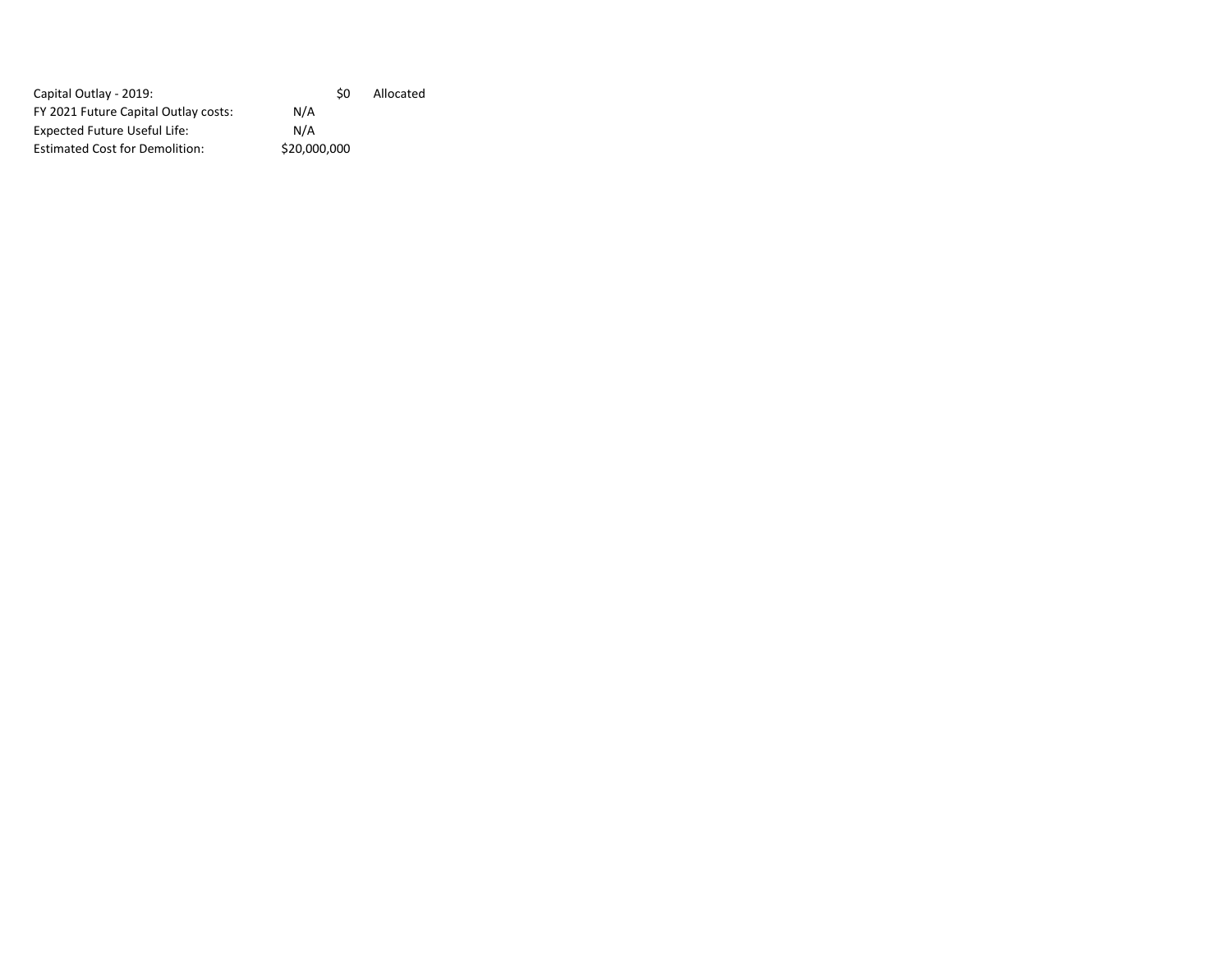| | | |
|---|---|---|
| Capital Outlay - 2019: | $0 | Allocated |
| FY 2021 Future Capital Outlay costs: | N/A | |
| Expected Future Useful Life: | N/A | |
| Estimated Cost for Demolition: | $20,000,000 | |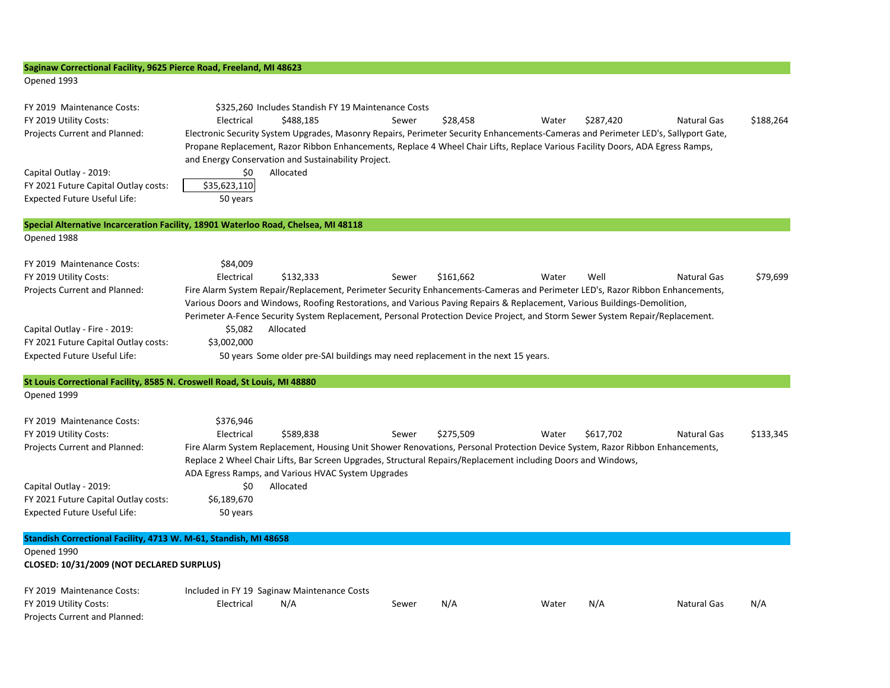## Saginaw Correctional Facility, 9625 Pierce Road, Freeland, MI 48623

Opened 1993

FY 2019 Maintenance Costs: $325,260 Includes Standish FY 19 Maintenance Costs

FY 2019 Utility Costs: Electrical $488,185 | Sewer $28,458 | Water $287,420 | Natural Gas $188,264

Projects Current and Planned: Electronic Security System Upgrades, Masonry Repairs, Perimeter Security Enhancements-Cameras and Perimeter LED's, Sallyport Gate, Propane Replacement, Razor Ribbon Enhancements, Replace 4 Wheel Chair Lifts, Replace Various Facility Doors, ADA Egress Ramps, and Energy Conservation and Sustainability Project.

Capital Outlay - 2019: $0 Allocated

FY 2021 Future Capital Outlay costs: $35,623,110

Expected Future Useful Life: 50 years

## Special Alternative Incarceration Facility, 18901 Waterloo Road, Chelsea, MI 48118

Opened 1988

FY 2019 Maintenance Costs: $84,009

FY 2019 Utility Costs: Electrical $132,333 | Sewer $161,662 | Water Well | Natural Gas $79,699

Projects Current and Planned: Fire Alarm System Repair/Replacement, Perimeter Security Enhancements-Cameras and Perimeter LED's, Razor Ribbon Enhancements, Various Doors and Windows, Roofing Restorations, and Various Paving Repairs & Replacement, Various Buildings-Demolition, Perimeter A-Fence Security System Replacement, Personal Protection Device Project, and Storm Sewer System Repair/Replacement.

Capital Outlay - Fire - 2019: $5,082 Allocated

FY 2021 Future Capital Outlay costs: $3,002,000

Expected Future Useful Life: 50 years Some older pre-SAI buildings may need replacement in the next 15 years.

## St Louis Correctional Facility, 8585 N. Croswell Road, St Louis, MI 48880

Opened 1999

FY 2019 Maintenance Costs: $376,946

FY 2019 Utility Costs: Electrical $589,838 | Sewer $275,509 | Water $617,702 | Natural Gas $133,345

Projects Current and Planned: Fire Alarm System Replacement, Housing Unit Shower Renovations, Personal Protection Device System, Razor Ribbon Enhancements, Replace 2 Wheel Chair Lifts, Bar Screen Upgrades, Structural Repairs/Replacement including Doors and Windows, ADA Egress Ramps, and Various HVAC System Upgrades

Capital Outlay - 2019: $0 Allocated

FY 2021 Future Capital Outlay costs: $6,189,670

Expected Future Useful Life: 50 years

## Standish Correctional Facility, 4713 W. M-61, Standish, MI 48658

Opened 1990

**CLOSED: 10/31/2009 (NOT DECLARED SURPLUS)**

FY 2019 Maintenance Costs: Included in FY 19 Saginaw Maintenance Costs

FY 2019 Utility Costs: Electrical N/A | Sewer N/A | Water N/A | Natural Gas N/A

Projects Current and Planned: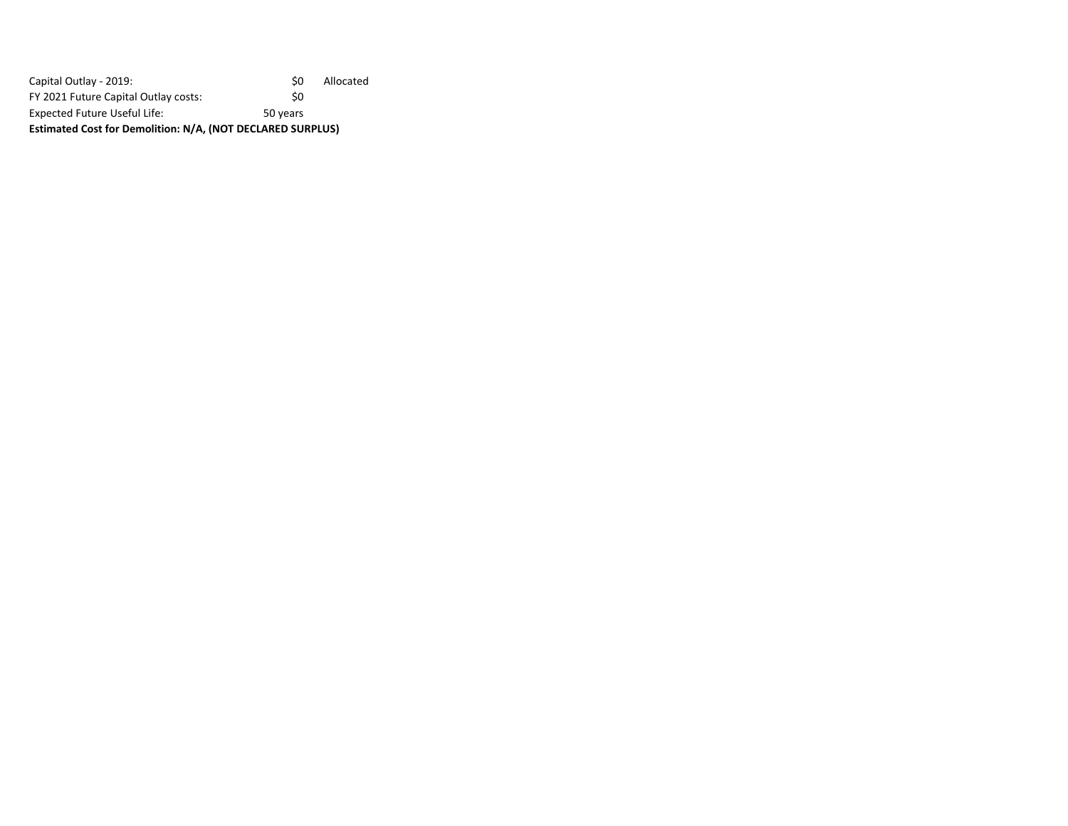| | | |
|---|---|---|
| Capital Outlay - 2019: | $0 | Allocated |
| FY 2021 Future Capital Outlay costs: | $0 | |
| Expected Future Useful Life: | 50 years | |

**Estimated Cost for Demolition: N/A, (NOT DECLARED SURPLUS)**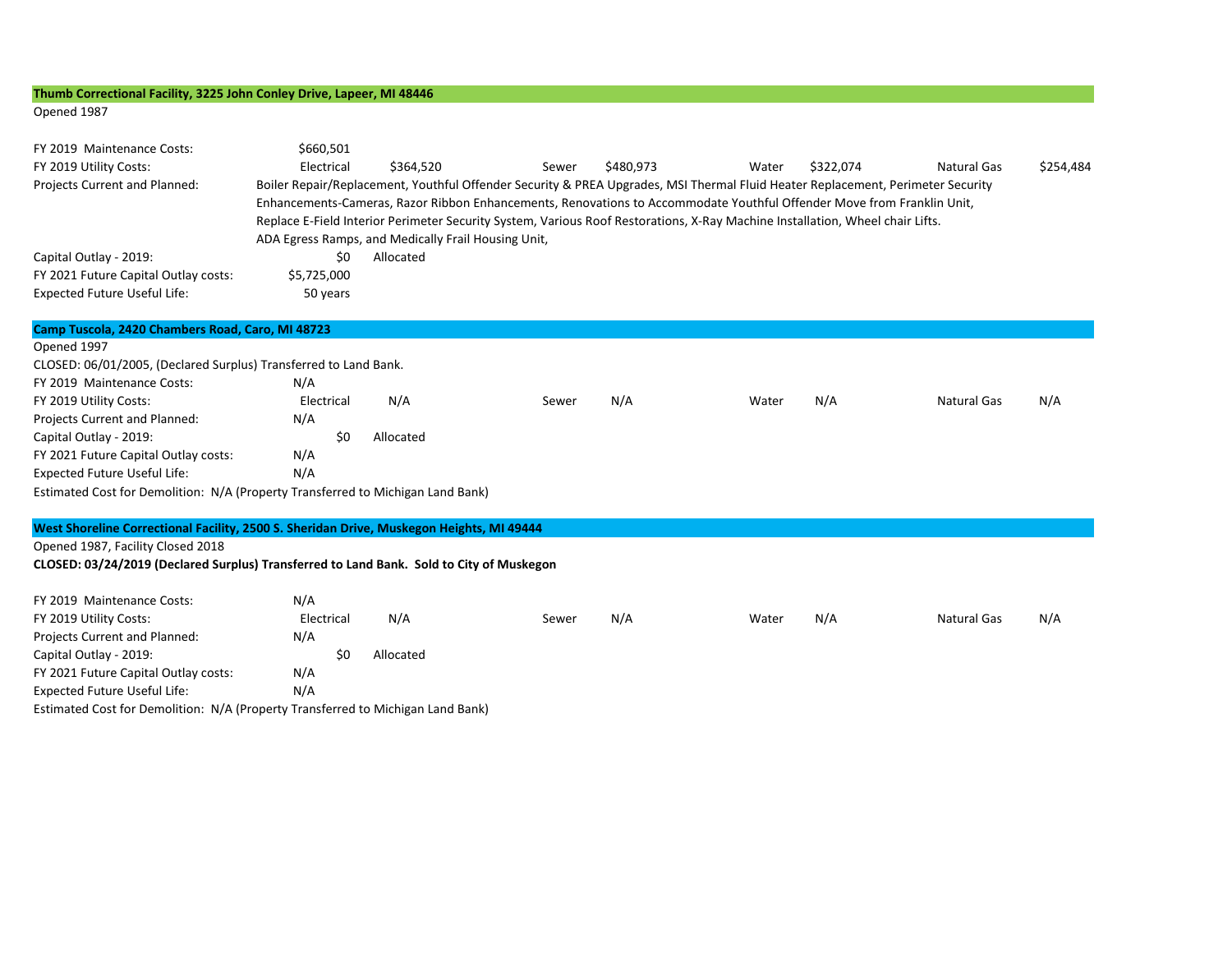**Thumb Correctional Facility, 3225 John Conley Drive, Lapeer, MI 48446**

Opened 1987

| | | | | | | | | |
|---|---|---|---|---|---|---|---|---|
| FY 2019 Maintenance Costs: | $660,501 | | | | | | | |
| FY 2019 Utility Costs: | Electrical | $364,520 | Sewer | $480,973 | Water | $322,074 | Natural Gas | $254,484 |

Projects Current and Planned: Boiler Repair/Replacement, Youthful Offender Security & PREA Upgrades, MSI Thermal Fluid Heater Replacement, Perimeter Security Enhancements-Cameras, Razor Ribbon Enhancements, Renovations to Accommodate Youthful Offender Move from Franklin Unit, Replace E-Field Interior Perimeter Security System, Various Roof Restorations, X-Ray Machine Installation, Wheel chair Lifts. ADA Egress Ramps, and Medically Frail Housing Unit,

Capital Outlay - 2019: $0 Allocated

FY 2021 Future Capital Outlay costs: $5,725,000

Expected Future Useful Life: 50 years

**Camp Tuscola, 2420 Chambers Road, Caro, MI 48723**

Opened 1997

CLOSED: 06/01/2005, (Declared Surplus) Transferred to Land Bank.

| | | | | | | | | |
|---|---|---|---|---|---|---|---|---|
| FY 2019 Maintenance Costs: | N/A | | | | | | | |
| FY 2019 Utility Costs: | Electrical | N/A | Sewer | N/A | Water | N/A | Natural Gas | N/A |

Projects Current and Planned: N/A

Capital Outlay - 2019: $0 Allocated

FY 2021 Future Capital Outlay costs: N/A

Expected Future Useful Life: N/A

Estimated Cost for Demolition: N/A (Property Transferred to Michigan Land Bank)

**West Shoreline Correctional Facility, 2500 S. Sheridan Drive, Muskegon Heights, MI 49444**

Opened 1987, Facility Closed 2018

**CLOSED: 03/24/2019 (Declared Surplus) Transferred to Land Bank. Sold to City of Muskegon**

| | | | | | | | | |
|---|---|---|---|---|---|---|---|---|
| FY 2019 Maintenance Costs: | N/A | | | | | | | |
| FY 2019 Utility Costs: | Electrical | N/A | Sewer | N/A | Water | N/A | Natural Gas | N/A |

Projects Current and Planned: N/A

Capital Outlay - 2019: $0 Allocated

FY 2021 Future Capital Outlay costs: N/A

Expected Future Useful Life: N/A

Estimated Cost for Demolition: N/A (Property Transferred to Michigan Land Bank)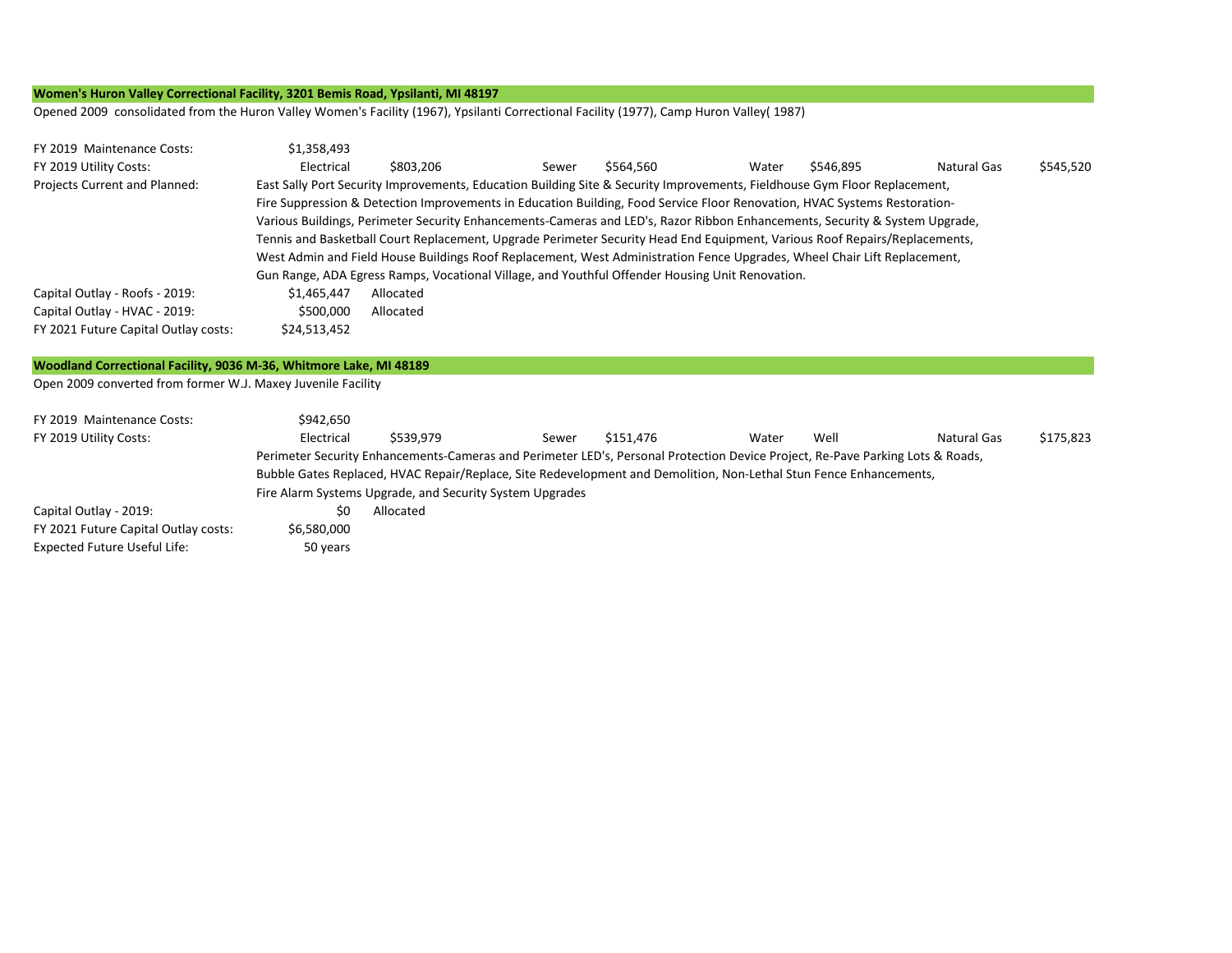**Women's Huron Valley Correctional Facility, 3201 Bemis Road, Ypsilanti, MI 48197**

Opened 2009 consolidated from the Huron Valley Women's Facility (1967), Ypsilanti Correctional Facility (1977), Camp Huron Valley( 1987)

| | | | | | | | | |
|---|---|---|---|---|---|---|---|---|
| FY 2019 Maintenance Costs: | $1,358,493 | | | | | | | |
| FY 2019 Utility Costs: | Electrical | $803,206 | Sewer | $564,560 | Water | $546,895 | Natural Gas | $545,520 |

Projects Current and Planned: East Sally Port Security Improvements, Education Building Site & Security Improvements, Fieldhouse Gym Floor Replacement, Fire Suppression & Detection Improvements in Education Building, Food Service Floor Renovation, HVAC Systems Restoration-Various Buildings, Perimeter Security Enhancements-Cameras and LED's, Razor Ribbon Enhancements, Security & System Upgrade, Tennis and Basketball Court Replacement, Upgrade Perimeter Security Head End Equipment, Various Roof Repairs/Replacements, West Admin and Field House Buildings Roof Replacement, West Administration Fence Upgrades, Wheel Chair Lift Replacement, Gun Range, ADA Egress Ramps, Vocational Village, and Youthful Offender Housing Unit Renovation.

| | | |
|---|---|---|
| Capital Outlay - Roofs - 2019: | $1,465,447 | Allocated |
| Capital Outlay - HVAC - 2019: | $500,000 | Allocated |
| FY 2021 Future Capital Outlay costs: | $24,513,452 | |

**Woodland Correctional Facility, 9036 M-36, Whitmore Lake, MI 48189**

Open 2009 converted from former W.J. Maxey Juvenile Facility

| | | | | | | | | |
|---|---|---|---|---|---|---|---|---|
| FY 2019 Maintenance Costs: | $942,650 | | | | | | | |
| FY 2019 Utility Costs: | Electrical | $539,979 | Sewer | $151,476 | Water | Well | Natural Gas | $175,823 |

Perimeter Security Enhancements-Cameras and Perimeter LED's, Personal Protection Device Project, Re-Pave Parking Lots & Roads, Bubble Gates Replaced, HVAC Repair/Replace, Site Redevelopment and Demolition, Non-Lethal Stun Fence Enhancements, Fire Alarm Systems Upgrade, and Security System Upgrades

| | | |
|---|---|---|
| Capital Outlay - 2019: | $0 | Allocated |
| FY 2021 Future Capital Outlay costs: | $6,580,000 | |
| Expected Future Useful Life: | 50 years | |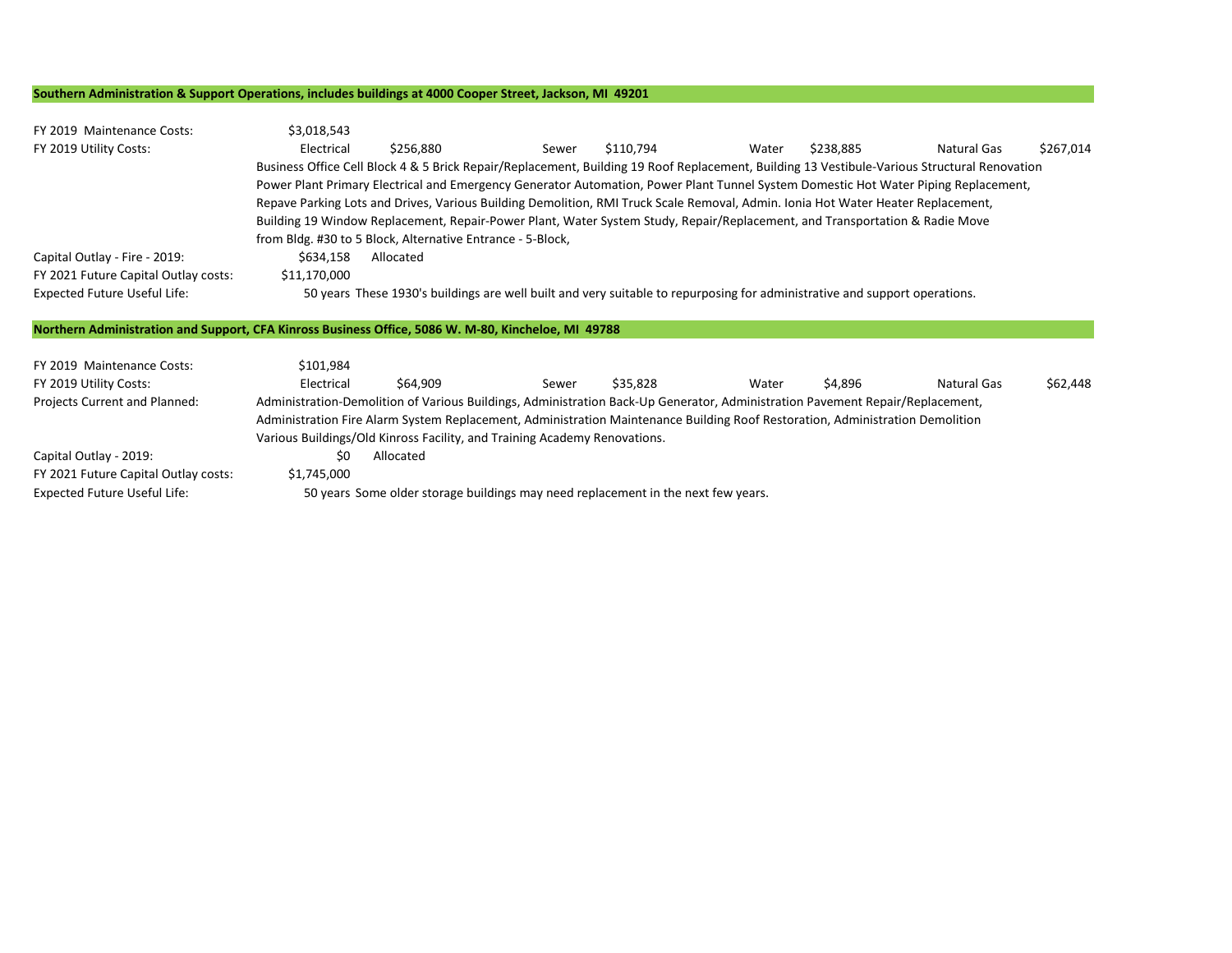**Southern Administration & Support Operations, includes buildings at 4000 Cooper Street, Jackson, MI 49201**

| | | | | | | | | |
|---|---|---|---|---|---|---|---|---|
| FY 2019 Maintenance Costs: | $3,018,543 | | | | | | | |
| FY 2019 Utility Costs: | Electrical | $256,880 | Sewer | $110,794 | Water | $238,885 | Natural Gas | $267,014 |
| | Business Office Cell Block 4 & 5 Brick Repair/Replacement, Building 19 Roof Replacement, Building 13 Vestibule-Various Structural Renovation Power Plant Primary Electrical and Emergency Generator Automation, Power Plant Tunnel System Domestic Hot Water Piping Replacement, Repave Parking Lots and Drives, Various Building Demolition, RMI Truck Scale Removal, Admin. Ionia Hot Water Heater Replacement, Building 19 Window Replacement, Repair-Power Plant, Water System Study, Repair/Replacement, and Transportation & Radie Move from Bldg. #30 to 5 Block, Alternative Entrance - 5-Block, | | | | | | | |
| Capital Outlay - Fire - 2019: | $634,158 | Allocated | | | | | | |
| FY 2021 Future Capital Outlay costs: | $11,170,000 | | | | | | | |
| Expected Future Useful Life: | 50 years | These 1930's buildings are well built and very suitable to repurposing for administrative and support operations. | | | | | | |

**Northern Administration and Support, CFA Kinross Business Office, 5086 W. M-80, Kincheloe, MI 49788**

| | | | | | | | | |
|---|---|---|---|---|---|---|---|---|
| FY 2019 Maintenance Costs: | $101,984 | | | | | | | |
| FY 2019 Utility Costs: | Electrical | $64,909 | Sewer | $35,828 | Water | $4,896 | Natural Gas | $62,448 |
| Projects Current and Planned: | Administration-Demolition of Various Buildings, Administration Back-Up Generator, Administration Pavement Repair/Replacement, Administration Fire Alarm System Replacement, Administration Maintenance Building Roof Restoration, Administration Demolition Various Buildings/Old Kinross Facility, and Training Academy Renovations. | | | | | | | |
| Capital Outlay - 2019: | $0 | Allocated | | | | | | |
| FY 2021 Future Capital Outlay costs: | $1,745,000 | | | | | | | |
| Expected Future Useful Life: | 50 years | Some older storage buildings may need replacement in the next few years. | | | | | | |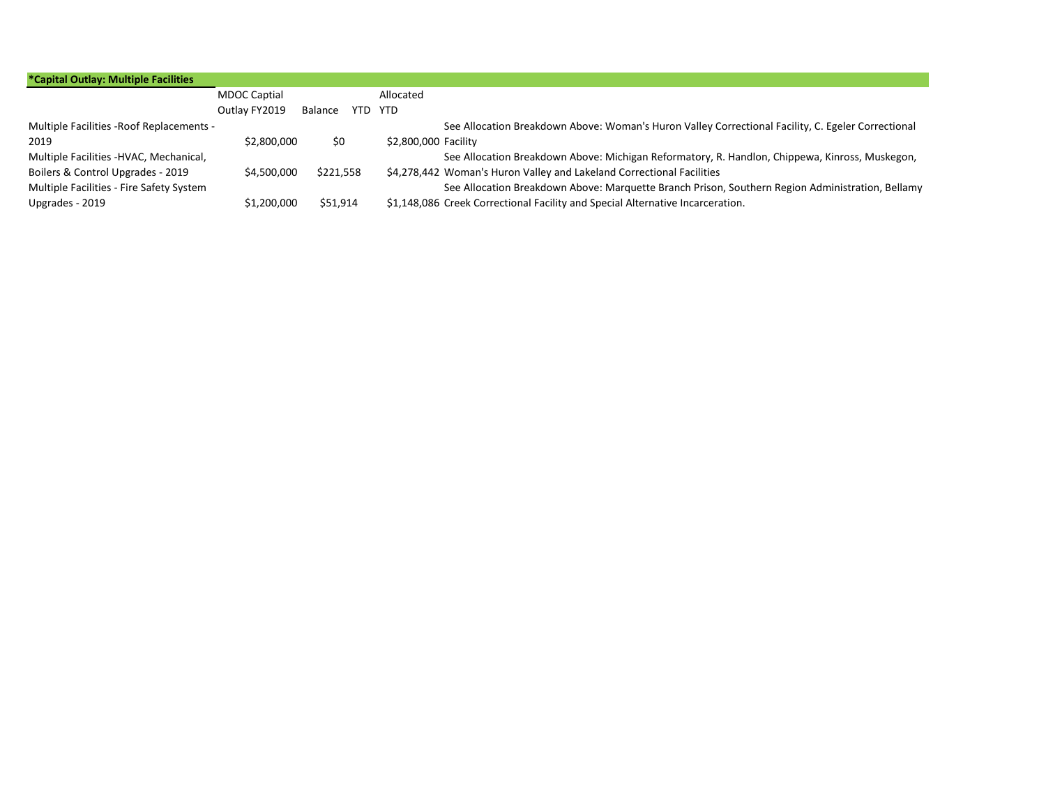**\*Capital Outlay: Multiple Facilities**

| | MDOC Captial Outlay FY2019 | Balance YTD | Allocated YTD | |
|---|---|---|---|---|
| Multiple Facilities -Roof Replacements - 2019 | $2,800,000 | $0 | $2,800,000 | See Allocation Breakdown Above: Woman's Huron Valley Correctional Facility, C. Egeler Correctional Facility |
| Multiple Facilities -HVAC, Mechanical, Boilers & Control Upgrades - 2019 | $4,500,000 | $221,558 | $4,278,442 | See Allocation Breakdown Above: Michigan Reformatory, R. Handlon, Chippewa, Kinross, Muskegon, Woman's Huron Valley and Lakeland Correctional Facilities |
| Multiple Facilities - Fire Safety System Upgrades - 2019 | $1,200,000 | $51,914 | $1,148,086 | See Allocation Breakdown Above: Marquette Branch Prison, Southern Region Administration, Bellamy Creek Correctional Facility and Special Alternative Incarceration. |